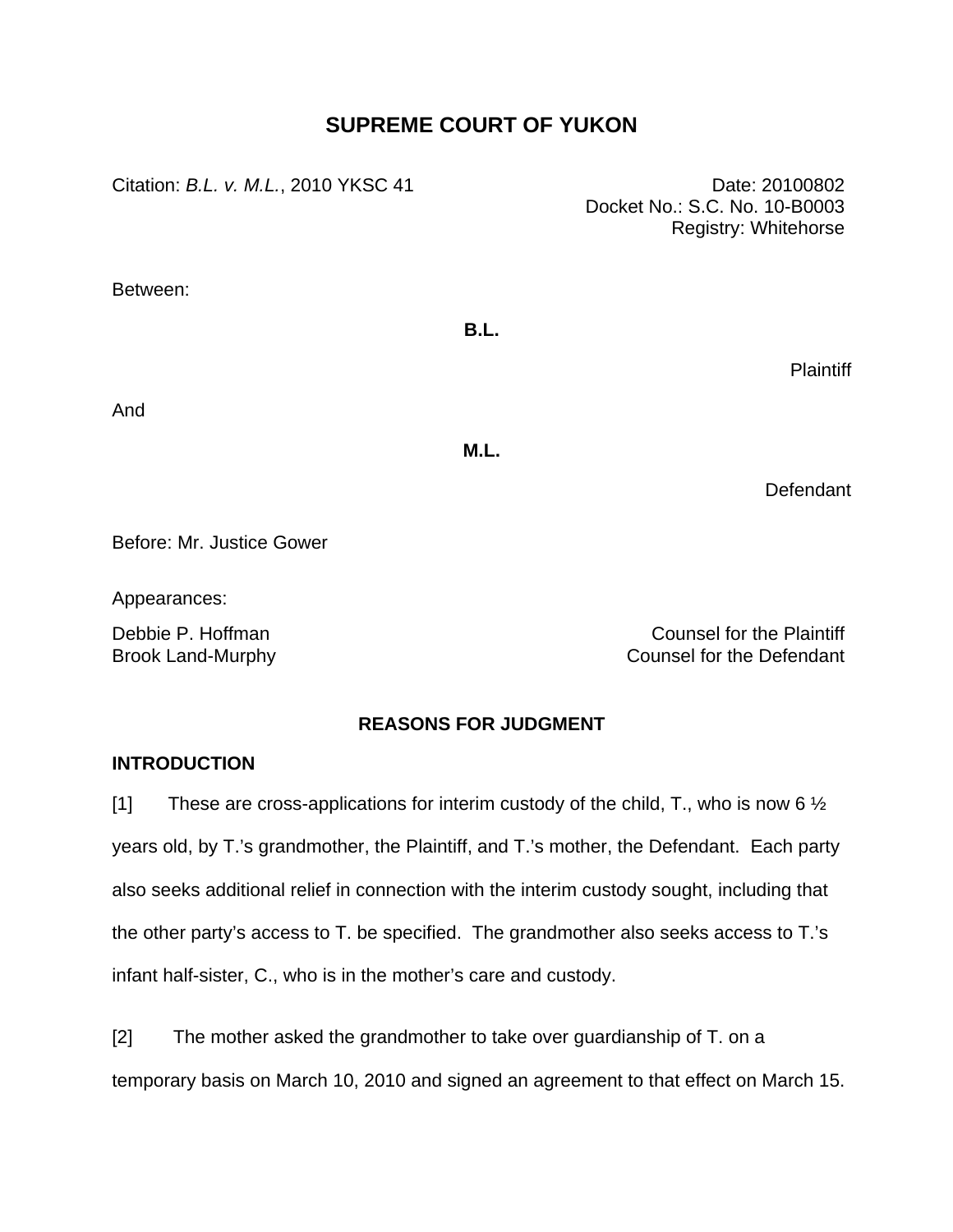# SUPREME COURT OF YUKON

Citation: *B.L. v. M.L.*, 2010 YKSC 41

Date: 20100802
Docket No.: S.C. No. 10-B0003
Registry: Whitehorse

Between:

**B.L.**

Plaintiff

And

**M.L.**

Defendant

Before: Mr. Justice Gower

Appearances:

Debbie P. Hoffman — Counsel for the Plaintiff
Brook Land-Murphy — Counsel for the Defendant

## REASONS FOR JUDGMENT

### INTRODUCTION

[1] These are cross-applications for interim custody of the child, T., who is now 6 ½ years old, by T.'s grandmother, the Plaintiff, and T.'s mother, the Defendant. Each party also seeks additional relief in connection with the interim custody sought, including that the other party's access to T. be specified. The grandmother also seeks access to T.'s infant half-sister, C., who is in the mother's care and custody.

[2] The mother asked the grandmother to take over guardianship of T. on a temporary basis on March 10, 2010 and signed an agreement to that effect on March 15.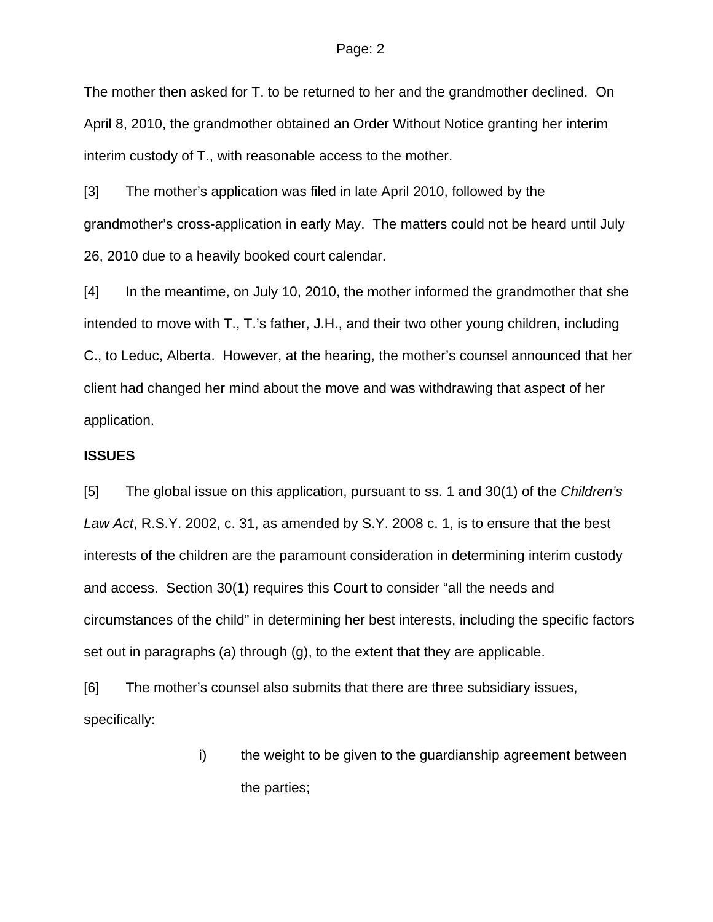The mother then asked for T. to be returned to her and the grandmother declined. On April 8, 2010, the grandmother obtained an Order Without Notice granting her interim interim custody of T., with reasonable access to the mother.

[3] The mother's application was filed in late April 2010, followed by the grandmother's cross-application in early May. The matters could not be heard until July 26, 2010 due to a heavily booked court calendar.

[4] In the meantime, on July 10, 2010, the mother informed the grandmother that she intended to move with T., T.'s father, J.H., and their two other young children, including C., to Leduc, Alberta. However, at the hearing, the mother's counsel announced that her client had changed her mind about the move and was withdrawing that aspect of her application.

**ISSUES**

[5] The global issue on this application, pursuant to ss. 1 and 30(1) of the *Children's Law Act*, R.S.Y. 2002, c. 31, as amended by S.Y. 2008 c. 1, is to ensure that the best interests of the children are the paramount consideration in determining interim custody and access. Section 30(1) requires this Court to consider "all the needs and circumstances of the child" in determining her best interests, including the specific factors set out in paragraphs (a) through (g), to the extent that they are applicable.

[6] The mother's counsel also submits that there are three subsidiary issues, specifically:

i) the weight to be given to the guardianship agreement between the parties;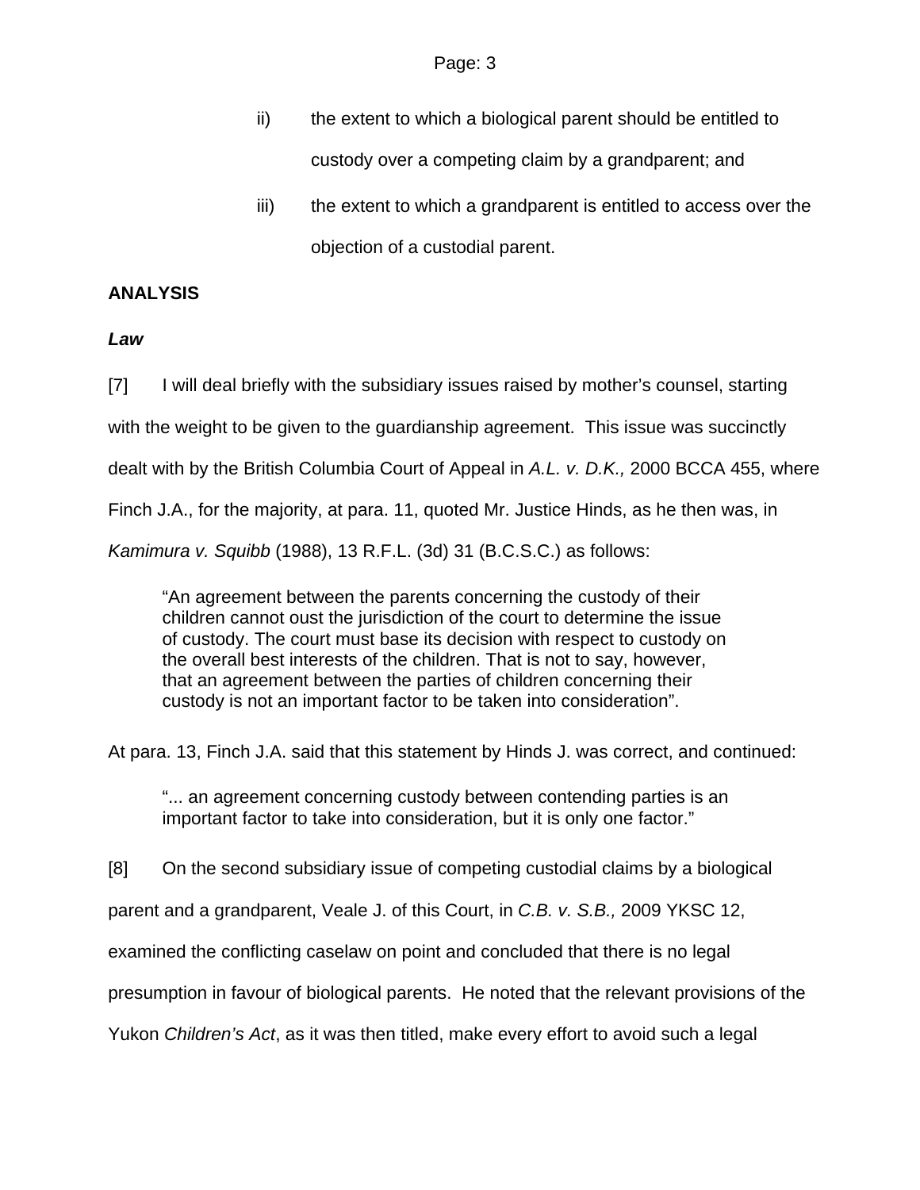ii) the extent to which a biological parent should be entitled to custody over a competing claim by a grandparent; and

iii) the extent to which a grandparent is entitled to access over the objection of a custodial parent.

**ANALYSIS**

***Law***

[7] I will deal briefly with the subsidiary issues raised by mother's counsel, starting with the weight to be given to the guardianship agreement. This issue was succinctly dealt with by the British Columbia Court of Appeal in *A.L. v. D.K.,* 2000 BCCA 455, where Finch J.A., for the majority, at para. 11, quoted Mr. Justice Hinds, as he then was, in *Kamimura v. Squibb* (1988), 13 R.F.L. (3d) 31 (B.C.S.C.) as follows:

> "An agreement between the parents concerning the custody of their children cannot oust the jurisdiction of the court to determine the issue of custody. The court must base its decision with respect to custody on the overall best interests of the children. That is not to say, however, that an agreement between the parties of children concerning their custody is not an important factor to be taken into consideration".

At para. 13, Finch J.A. said that this statement by Hinds J. was correct, and continued:

> "... an agreement concerning custody between contending parties is an important factor to take into consideration, but it is only one factor."

[8] On the second subsidiary issue of competing custodial claims by a biological parent and a grandparent, Veale J. of this Court, in *C.B. v. S.B.,* 2009 YKSC 12, examined the conflicting caselaw on point and concluded that there is no legal presumption in favour of biological parents. He noted that the relevant provisions of the Yukon *Children's Act*, as it was then titled, make every effort to avoid such a legal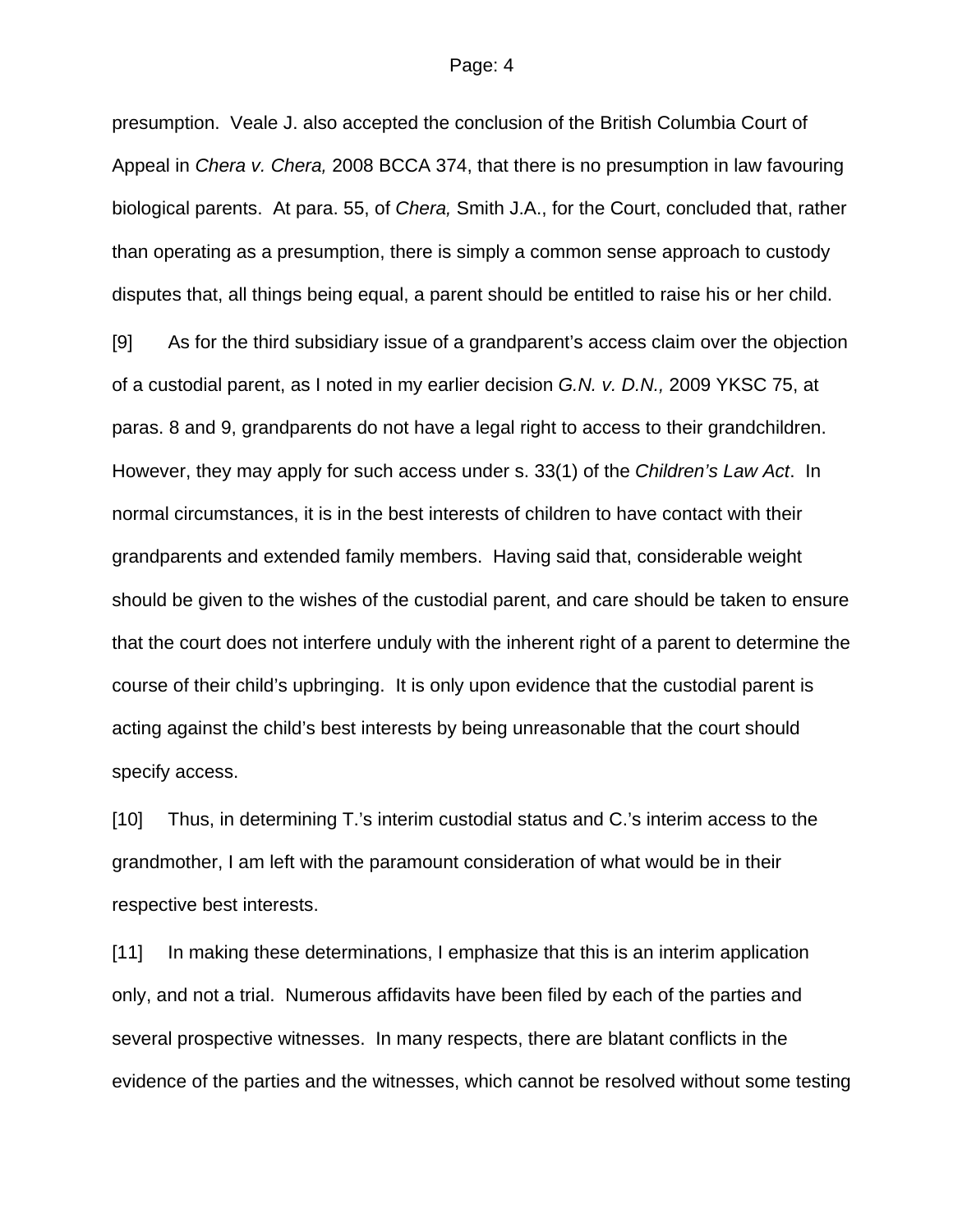presumption. Veale J. also accepted the conclusion of the British Columbia Court of Appeal in *Chera v. Chera,* 2008 BCCA 374, that there is no presumption in law favouring biological parents. At para. 55, of *Chera,* Smith J.A., for the Court, concluded that, rather than operating as a presumption, there is simply a common sense approach to custody disputes that, all things being equal, a parent should be entitled to raise his or her child.

[9] As for the third subsidiary issue of a grandparent's access claim over the objection of a custodial parent, as I noted in my earlier decision *G.N. v. D.N.,* 2009 YKSC 75, at paras. 8 and 9, grandparents do not have a legal right to access to their grandchildren. However, they may apply for such access under s. 33(1) of the *Children's Law Act*. In normal circumstances, it is in the best interests of children to have contact with their grandparents and extended family members. Having said that, considerable weight should be given to the wishes of the custodial parent, and care should be taken to ensure that the court does not interfere unduly with the inherent right of a parent to determine the course of their child's upbringing. It is only upon evidence that the custodial parent is acting against the child's best interests by being unreasonable that the court should specify access.

[10] Thus, in determining T.'s interim custodial status and C.'s interim access to the grandmother, I am left with the paramount consideration of what would be in their respective best interests.

[11] In making these determinations, I emphasize that this is an interim application only, and not a trial. Numerous affidavits have been filed by each of the parties and several prospective witnesses. In many respects, there are blatant conflicts in the evidence of the parties and the witnesses, which cannot be resolved without some testing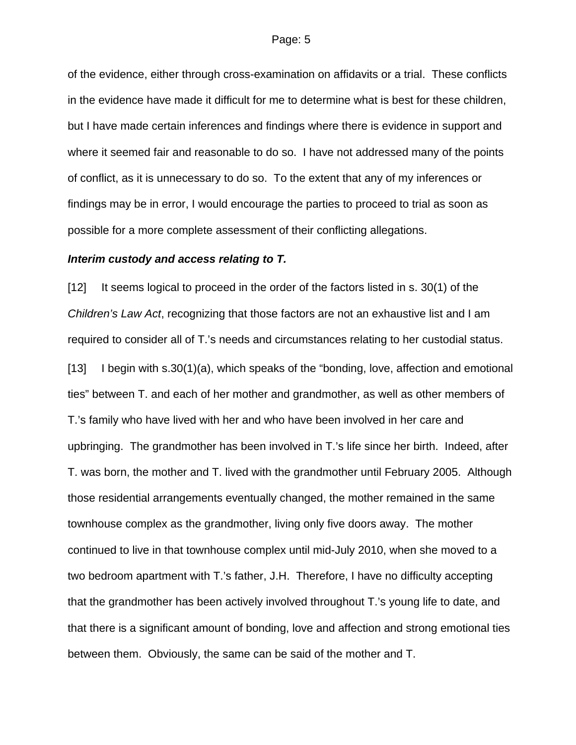of the evidence, either through cross-examination on affidavits or a trial. These conflicts in the evidence have made it difficult for me to determine what is best for these children, but I have made certain inferences and findings where there is evidence in support and where it seemed fair and reasonable to do so. I have not addressed many of the points of conflict, as it is unnecessary to do so. To the extent that any of my inferences or findings may be in error, I would encourage the parties to proceed to trial as soon as possible for a more complete assessment of their conflicting allegations.

***Interim custody and access relating to T.***

[12] It seems logical to proceed in the order of the factors listed in s. 30(1) of the *Children's Law Act*, recognizing that those factors are not an exhaustive list and I am required to consider all of T.'s needs and circumstances relating to her custodial status.

[13] I begin with s.30(1)(a), which speaks of the "bonding, love, affection and emotional ties" between T. and each of her mother and grandmother, as well as other members of T.'s family who have lived with her and who have been involved in her care and upbringing. The grandmother has been involved in T.'s life since her birth. Indeed, after T. was born, the mother and T. lived with the grandmother until February 2005. Although those residential arrangements eventually changed, the mother remained in the same townhouse complex as the grandmother, living only five doors away. The mother continued to live in that townhouse complex until mid-July 2010, when she moved to a two bedroom apartment with T.'s father, J.H. Therefore, I have no difficulty accepting that the grandmother has been actively involved throughout T.'s young life to date, and that there is a significant amount of bonding, love and affection and strong emotional ties between them. Obviously, the same can be said of the mother and T.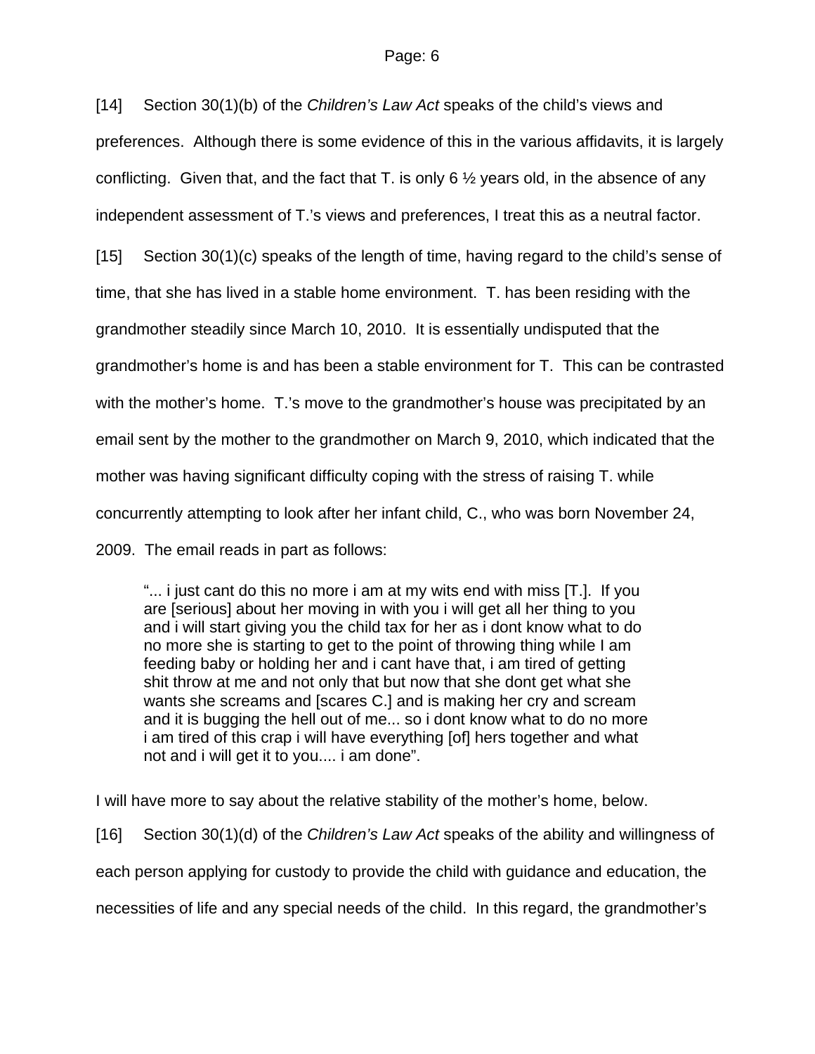[14] Section 30(1)(b) of the *Children's Law Act* speaks of the child's views and preferences. Although there is some evidence of this in the various affidavits, it is largely conflicting. Given that, and the fact that T. is only 6 ½ years old, in the absence of any independent assessment of T.'s views and preferences, I treat this as a neutral factor.

[15] Section 30(1)(c) speaks of the length of time, having regard to the child's sense of time, that she has lived in a stable home environment. T. has been residing with the grandmother steadily since March 10, 2010. It is essentially undisputed that the grandmother's home is and has been a stable environment for T. This can be contrasted with the mother's home. T.'s move to the grandmother's house was precipitated by an email sent by the mother to the grandmother on March 9, 2010, which indicated that the mother was having significant difficulty coping with the stress of raising T. while concurrently attempting to look after her infant child, C., who was born November 24, 2009. The email reads in part as follows:

> "... i just cant do this no more i am at my wits end with miss [T.]. If you are [serious] about her moving in with you i will get all her thing to you and i will start giving you the child tax for her as i dont know what to do no more she is starting to get to the point of throwing thing while I am feeding baby or holding her and i cant have that, i am tired of getting shit throw at me and not only that but now that she dont get what she wants she screams and [scares C.] and is making her cry and scream and it is bugging the hell out of me... so i dont know what to do no more i am tired of this crap i will have everything [of] hers together and what not and i will get it to you.... i am done".

I will have more to say about the relative stability of the mother's home, below.

[16] Section 30(1)(d) of the *Children's Law Act* speaks of the ability and willingness of each person applying for custody to provide the child with guidance and education, the necessities of life and any special needs of the child. In this regard, the grandmother's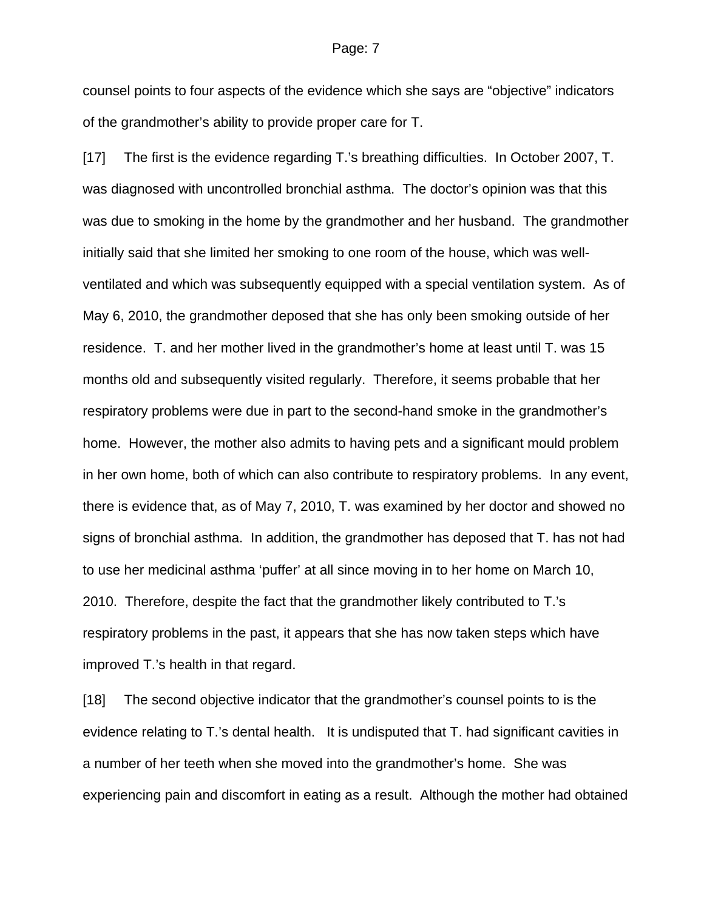counsel points to four aspects of the evidence which she says are "objective" indicators of the grandmother's ability to provide proper care for T.

[17] The first is the evidence regarding T.'s breathing difficulties. In October 2007, T. was diagnosed with uncontrolled bronchial asthma. The doctor's opinion was that this was due to smoking in the home by the grandmother and her husband. The grandmother initially said that she limited her smoking to one room of the house, which was well-ventilated and which was subsequently equipped with a special ventilation system. As of May 6, 2010, the grandmother deposed that she has only been smoking outside of her residence. T. and her mother lived in the grandmother's home at least until T. was 15 months old and subsequently visited regularly. Therefore, it seems probable that her respiratory problems were due in part to the second-hand smoke in the grandmother's home. However, the mother also admits to having pets and a significant mould problem in her own home, both of which can also contribute to respiratory problems. In any event, there is evidence that, as of May 7, 2010, T. was examined by her doctor and showed no signs of bronchial asthma. In addition, the grandmother has deposed that T. has not had to use her medicinal asthma 'puffer' at all since moving in to her home on March 10, 2010. Therefore, despite the fact that the grandmother likely contributed to T.'s respiratory problems in the past, it appears that she has now taken steps which have improved T.'s health in that regard.

[18] The second objective indicator that the grandmother's counsel points to is the evidence relating to T.'s dental health. It is undisputed that T. had significant cavities in a number of her teeth when she moved into the grandmother's home. She was experiencing pain and discomfort in eating as a result. Although the mother had obtained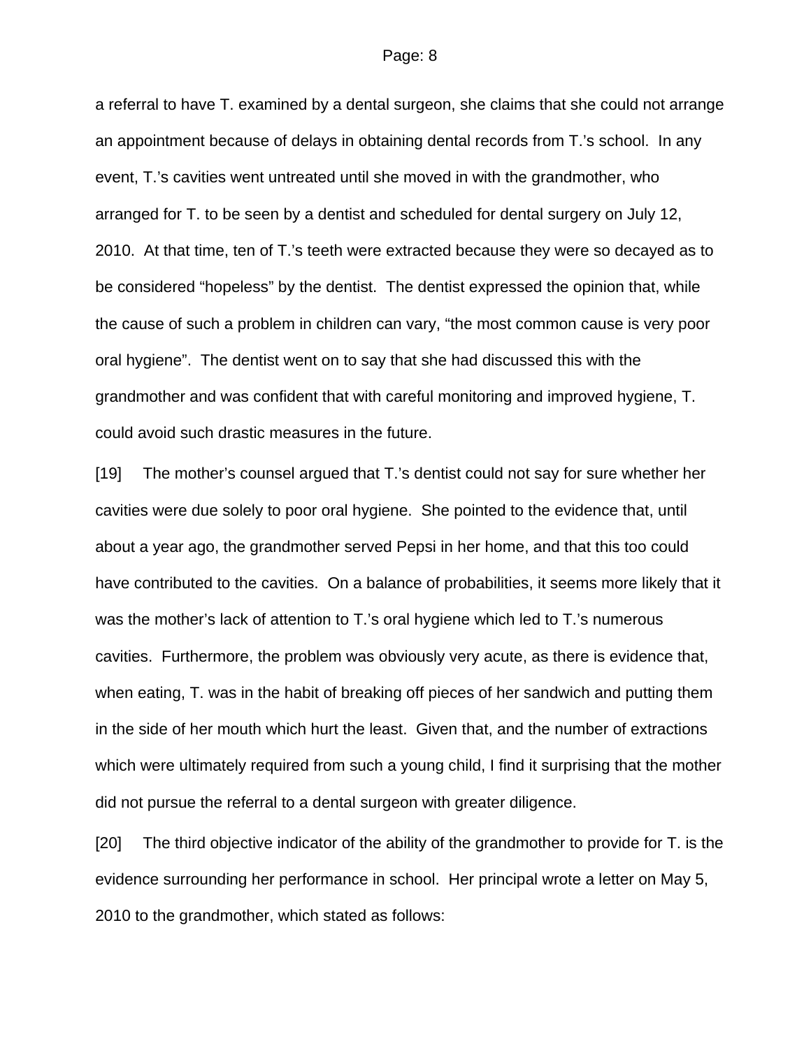a referral to have T. examined by a dental surgeon, she claims that she could not arrange an appointment because of delays in obtaining dental records from T.'s school. In any event, T.'s cavities went untreated until she moved in with the grandmother, who arranged for T. to be seen by a dentist and scheduled for dental surgery on July 12, 2010. At that time, ten of T.'s teeth were extracted because they were so decayed as to be considered "hopeless" by the dentist. The dentist expressed the opinion that, while the cause of such a problem in children can vary, "the most common cause is very poor oral hygiene". The dentist went on to say that she had discussed this with the grandmother and was confident that with careful monitoring and improved hygiene, T. could avoid such drastic measures in the future.

[19] The mother's counsel argued that T.'s dentist could not say for sure whether her cavities were due solely to poor oral hygiene. She pointed to the evidence that, until about a year ago, the grandmother served Pepsi in her home, and that this too could have contributed to the cavities. On a balance of probabilities, it seems more likely that it was the mother's lack of attention to T.'s oral hygiene which led to T.'s numerous cavities. Furthermore, the problem was obviously very acute, as there is evidence that, when eating, T. was in the habit of breaking off pieces of her sandwich and putting them in the side of her mouth which hurt the least. Given that, and the number of extractions which were ultimately required from such a young child, I find it surprising that the mother did not pursue the referral to a dental surgeon with greater diligence.

[20] The third objective indicator of the ability of the grandmother to provide for T. is the evidence surrounding her performance in school. Her principal wrote a letter on May 5, 2010 to the grandmother, which stated as follows: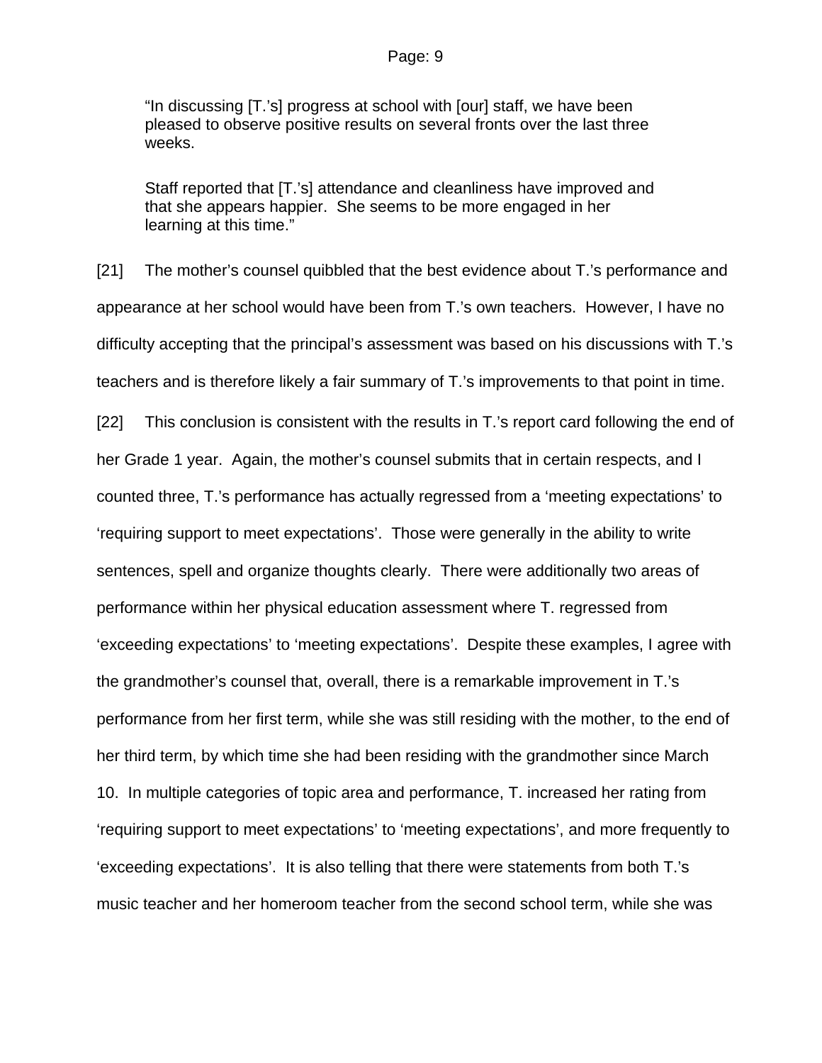> "In discussing [T.'s] progress at school with [our] staff, we have been pleased to observe positive results on several fronts over the last three weeks.
>
> Staff reported that [T.'s] attendance and cleanliness have improved and that she appears happier. She seems to be more engaged in her learning at this time."

[21] The mother's counsel quibbled that the best evidence about T.'s performance and appearance at her school would have been from T.'s own teachers. However, I have no difficulty accepting that the principal's assessment was based on his discussions with T.'s teachers and is therefore likely a fair summary of T.'s improvements to that point in time.

[22] This conclusion is consistent with the results in T.'s report card following the end of her Grade 1 year. Again, the mother's counsel submits that in certain respects, and I counted three, T.'s performance has actually regressed from a 'meeting expectations' to 'requiring support to meet expectations'. Those were generally in the ability to write sentences, spell and organize thoughts clearly. There were additionally two areas of performance within her physical education assessment where T. regressed from 'exceeding expectations' to 'meeting expectations'. Despite these examples, I agree with the grandmother's counsel that, overall, there is a remarkable improvement in T.'s performance from her first term, while she was still residing with the mother, to the end of her third term, by which time she had been residing with the grandmother since March 10. In multiple categories of topic area and performance, T. increased her rating from 'requiring support to meet expectations' to 'meeting expectations', and more frequently to 'exceeding expectations'. It is also telling that there were statements from both T.'s music teacher and her homeroom teacher from the second school term, while she was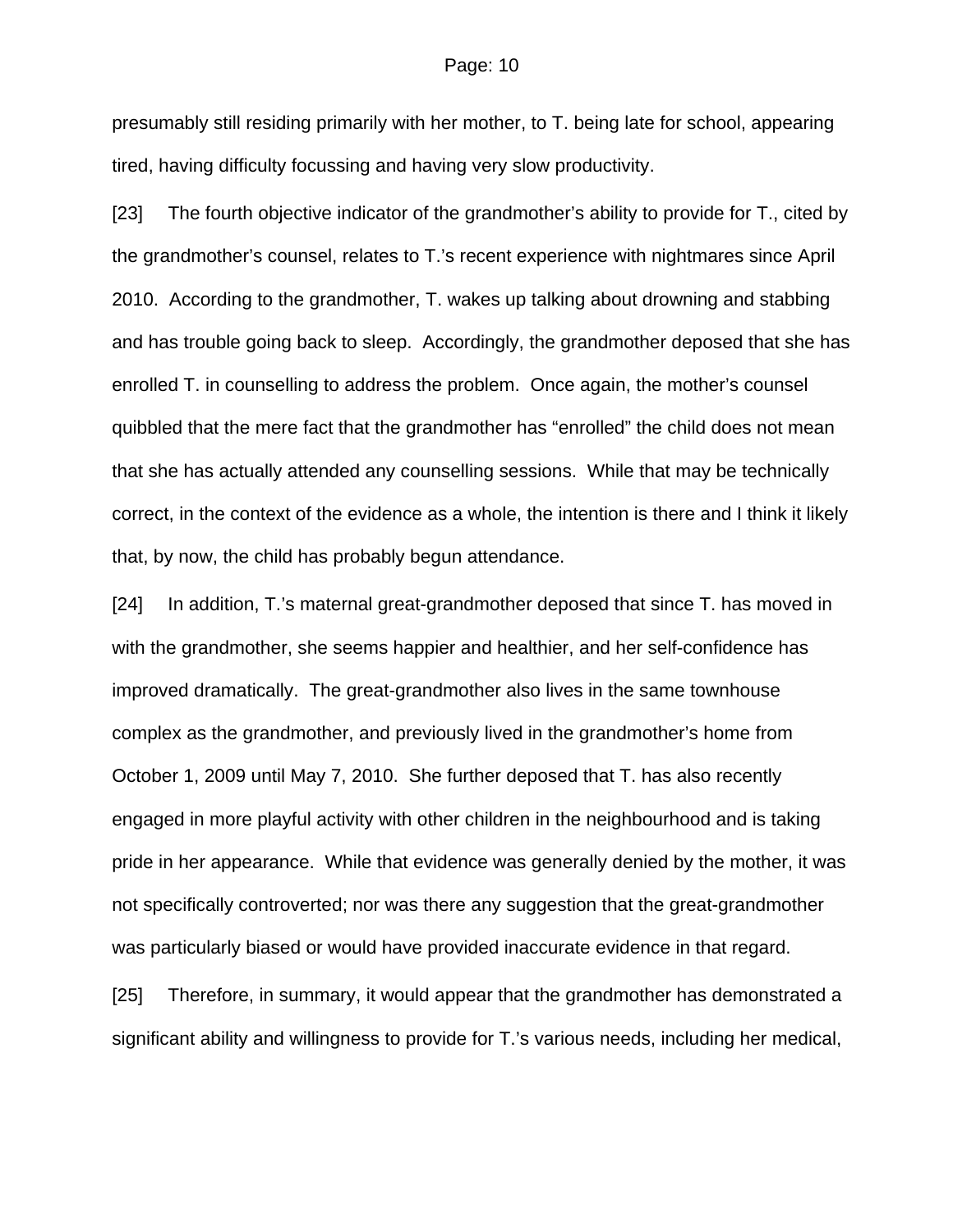presumably still residing primarily with her mother, to T. being late for school, appearing tired, having difficulty focussing and having very slow productivity.

[23] The fourth objective indicator of the grandmother's ability to provide for T., cited by the grandmother's counsel, relates to T.'s recent experience with nightmares since April 2010. According to the grandmother, T. wakes up talking about drowning and stabbing and has trouble going back to sleep. Accordingly, the grandmother deposed that she has enrolled T. in counselling to address the problem. Once again, the mother's counsel quibbled that the mere fact that the grandmother has "enrolled" the child does not mean that she has actually attended any counselling sessions. While that may be technically correct, in the context of the evidence as a whole, the intention is there and I think it likely that, by now, the child has probably begun attendance.

[24] In addition, T.'s maternal great-grandmother deposed that since T. has moved in with the grandmother, she seems happier and healthier, and her self-confidence has improved dramatically. The great-grandmother also lives in the same townhouse complex as the grandmother, and previously lived in the grandmother's home from October 1, 2009 until May 7, 2010. She further deposed that T. has also recently engaged in more playful activity with other children in the neighbourhood and is taking pride in her appearance. While that evidence was generally denied by the mother, it was not specifically controverted; nor was there any suggestion that the great-grandmother was particularly biased or would have provided inaccurate evidence in that regard.

[25] Therefore, in summary, it would appear that the grandmother has demonstrated a significant ability and willingness to provide for T.'s various needs, including her medical,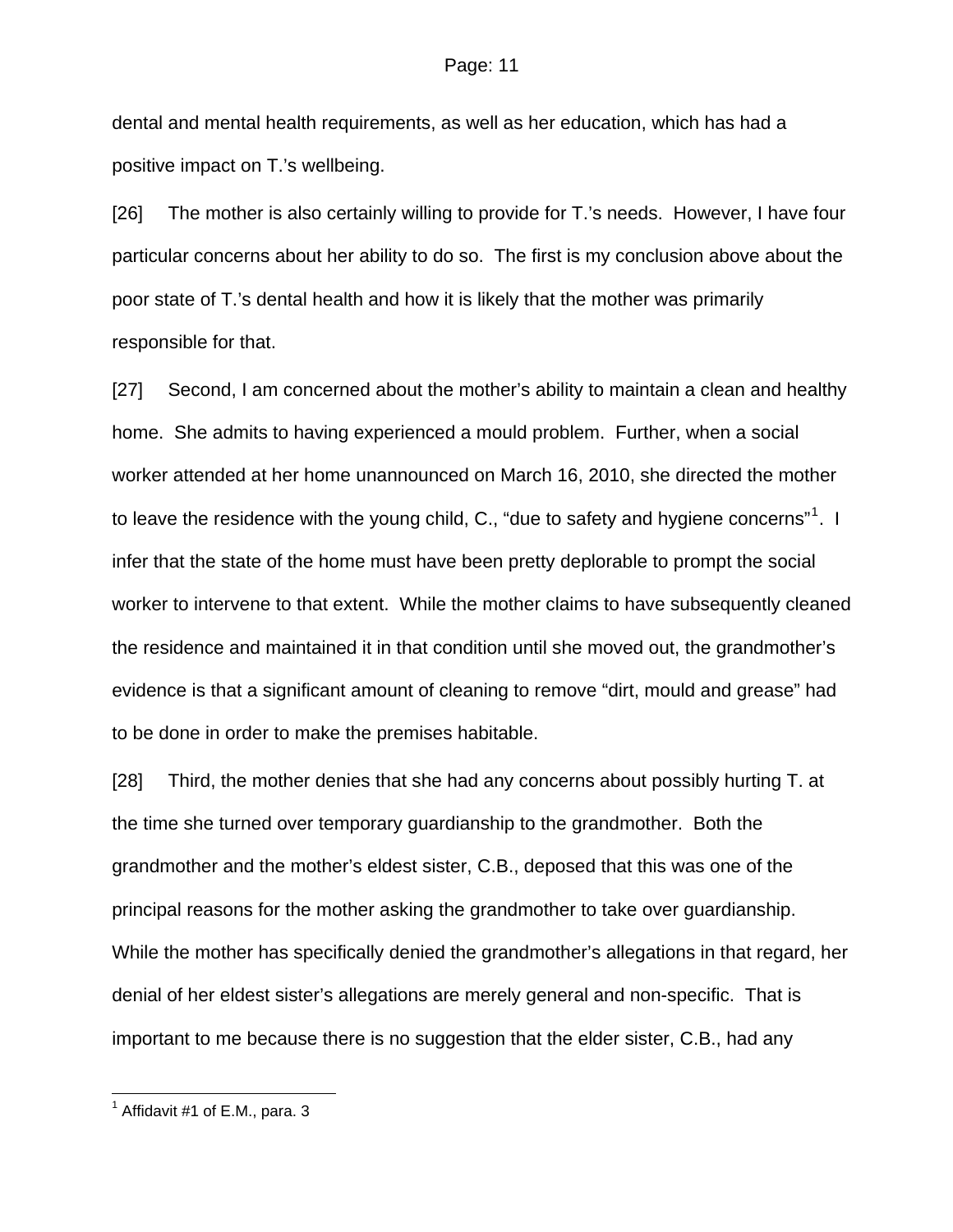dental and mental health requirements, as well as her education, which has had a positive impact on T.'s wellbeing.

[26] The mother is also certainly willing to provide for T.'s needs. However, I have four particular concerns about her ability to do so. The first is my conclusion above about the poor state of T.'s dental health and how it is likely that the mother was primarily responsible for that.

[27] Second, I am concerned about the mother's ability to maintain a clean and healthy home. She admits to having experienced a mould problem. Further, when a social worker attended at her home unannounced on March 16, 2010, she directed the mother to leave the residence with the young child, C., "due to safety and hygiene concerns"[1]. I infer that the state of the home must have been pretty deplorable to prompt the social worker to intervene to that extent. While the mother claims to have subsequently cleaned the residence and maintained it in that condition until she moved out, the grandmother's evidence is that a significant amount of cleaning to remove "dirt, mould and grease" had to be done in order to make the premises habitable.

[28] Third, the mother denies that she had any concerns about possibly hurting T. at the time she turned over temporary guardianship to the grandmother. Both the grandmother and the mother's eldest sister, C.B., deposed that this was one of the principal reasons for the mother asking the grandmother to take over guardianship. While the mother has specifically denied the grandmother's allegations in that regard, her denial of her eldest sister's allegations are merely general and non-specific. That is important to me because there is no suggestion that the elder sister, C.B., had any

[1] Affidavit #1 of E.M., para. 3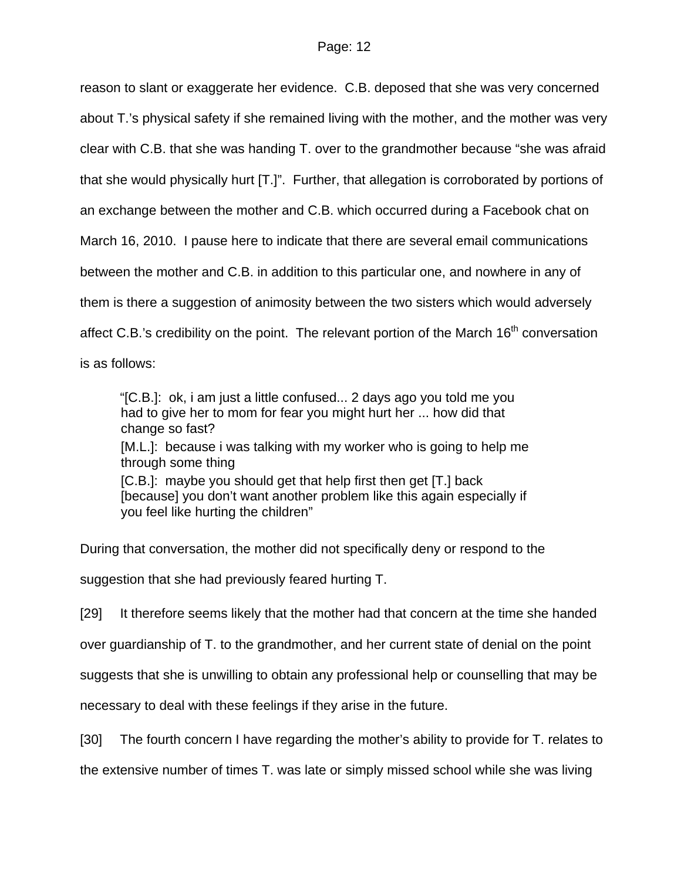reason to slant or exaggerate her evidence. C.B. deposed that she was very concerned about T.'s physical safety if she remained living with the mother, and the mother was very clear with C.B. that she was handing T. over to the grandmother because "she was afraid that she would physically hurt [T.]". Further, that allegation is corroborated by portions of an exchange between the mother and C.B. which occurred during a Facebook chat on March 16, 2010. I pause here to indicate that there are several email communications between the mother and C.B. in addition to this particular one, and nowhere in any of them is there a suggestion of animosity between the two sisters which would adversely affect C.B.'s credibility on the point. The relevant portion of the March 16th conversation is as follows:

> "[C.B.]: ok, i am just a little confused... 2 days ago you told me you had to give her to mom for fear you might hurt her ... how did that change so fast?
> [M.L.]: because i was talking with my worker who is going to help me through some thing
> [C.B.]: maybe you should get that help first then get [T.] back [because] you don't want another problem like this again especially if you feel like hurting the children"

During that conversation, the mother did not specifically deny or respond to the suggestion that she had previously feared hurting T.

[29] It therefore seems likely that the mother had that concern at the time she handed over guardianship of T. to the grandmother, and her current state of denial on the point suggests that she is unwilling to obtain any professional help or counselling that may be necessary to deal with these feelings if they arise in the future.

[30] The fourth concern I have regarding the mother's ability to provide for T. relates to the extensive number of times T. was late or simply missed school while she was living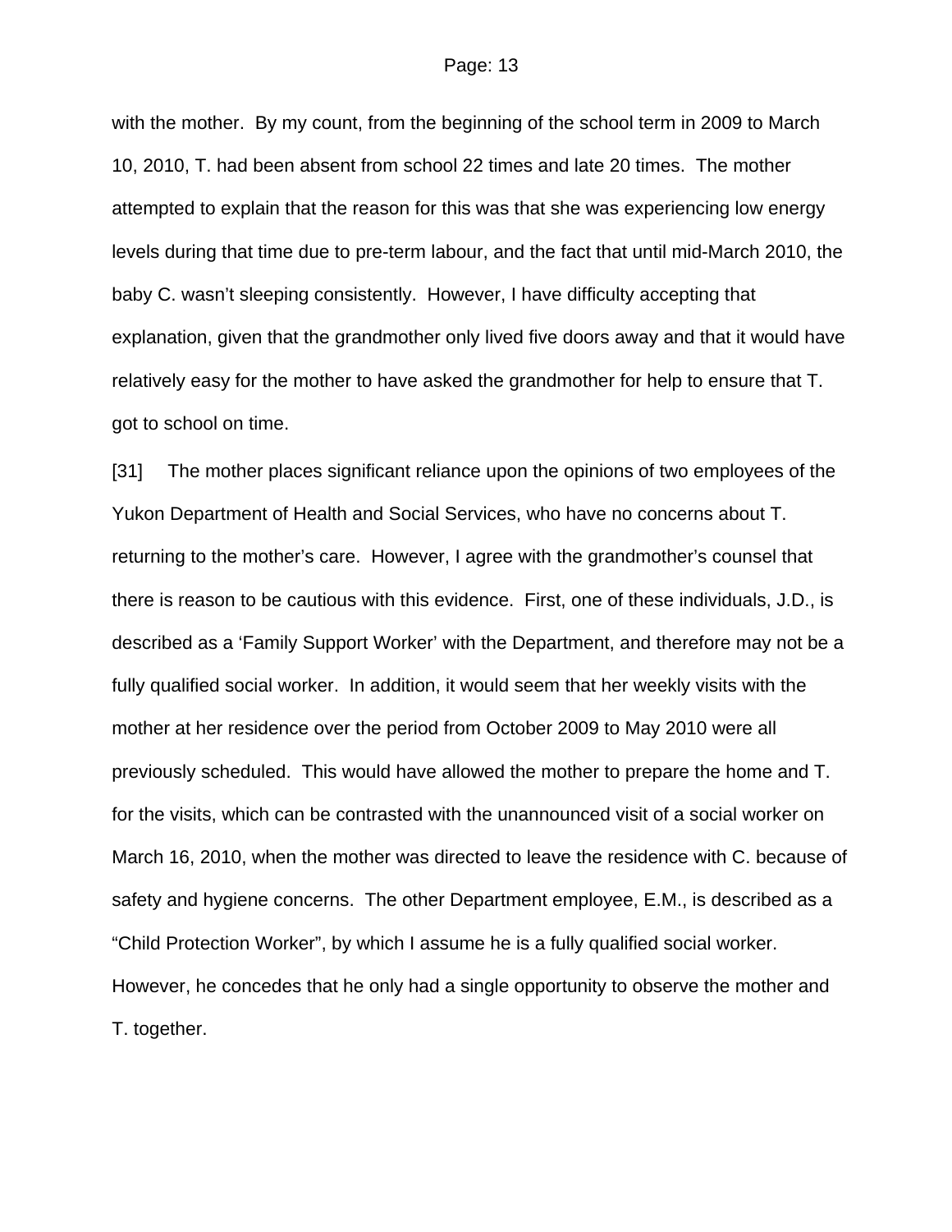with the mother. By my count, from the beginning of the school term in 2009 to March 10, 2010, T. had been absent from school 22 times and late 20 times. The mother attempted to explain that the reason for this was that she was experiencing low energy levels during that time due to pre-term labour, and the fact that until mid-March 2010, the baby C. wasn't sleeping consistently. However, I have difficulty accepting that explanation, given that the grandmother only lived five doors away and that it would have relatively easy for the mother to have asked the grandmother for help to ensure that T. got to school on time.

[31] The mother places significant reliance upon the opinions of two employees of the Yukon Department of Health and Social Services, who have no concerns about T. returning to the mother's care. However, I agree with the grandmother's counsel that there is reason to be cautious with this evidence. First, one of these individuals, J.D., is described as a 'Family Support Worker' with the Department, and therefore may not be a fully qualified social worker. In addition, it would seem that her weekly visits with the mother at her residence over the period from October 2009 to May 2010 were all previously scheduled. This would have allowed the mother to prepare the home and T. for the visits, which can be contrasted with the unannounced visit of a social worker on March 16, 2010, when the mother was directed to leave the residence with C. because of safety and hygiene concerns. The other Department employee, E.M., is described as a "Child Protection Worker", by which I assume he is a fully qualified social worker. However, he concedes that he only had a single opportunity to observe the mother and T. together.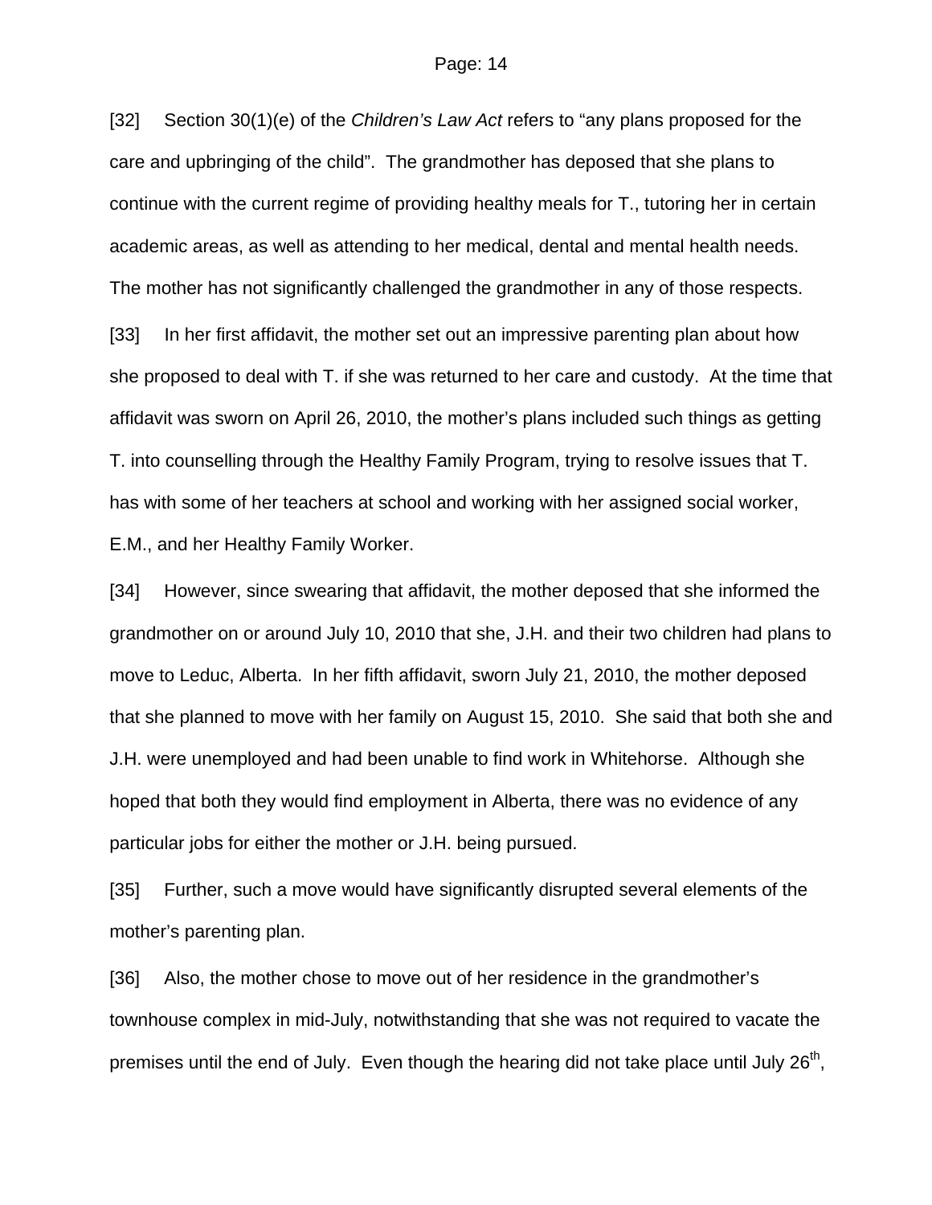[32] Section 30(1)(e) of the *Children's Law Act* refers to "any plans proposed for the care and upbringing of the child". The grandmother has deposed that she plans to continue with the current regime of providing healthy meals for T., tutoring her in certain academic areas, as well as attending to her medical, dental and mental health needs. The mother has not significantly challenged the grandmother in any of those respects.

[33] In her first affidavit, the mother set out an impressive parenting plan about how she proposed to deal with T. if she was returned to her care and custody. At the time that affidavit was sworn on April 26, 2010, the mother's plans included such things as getting T. into counselling through the Healthy Family Program, trying to resolve issues that T. has with some of her teachers at school and working with her assigned social worker, E.M., and her Healthy Family Worker.

[34] However, since swearing that affidavit, the mother deposed that she informed the grandmother on or around July 10, 2010 that she, J.H. and their two children had plans to move to Leduc, Alberta. In her fifth affidavit, sworn July 21, 2010, the mother deposed that she planned to move with her family on August 15, 2010. She said that both she and J.H. were unemployed and had been unable to find work in Whitehorse. Although she hoped that both they would find employment in Alberta, there was no evidence of any particular jobs for either the mother or J.H. being pursued.

[35] Further, such a move would have significantly disrupted several elements of the mother's parenting plan.

[36] Also, the mother chose to move out of her residence in the grandmother's townhouse complex in mid-July, notwithstanding that she was not required to vacate the premises until the end of July. Even though the hearing did not take place until July 26th,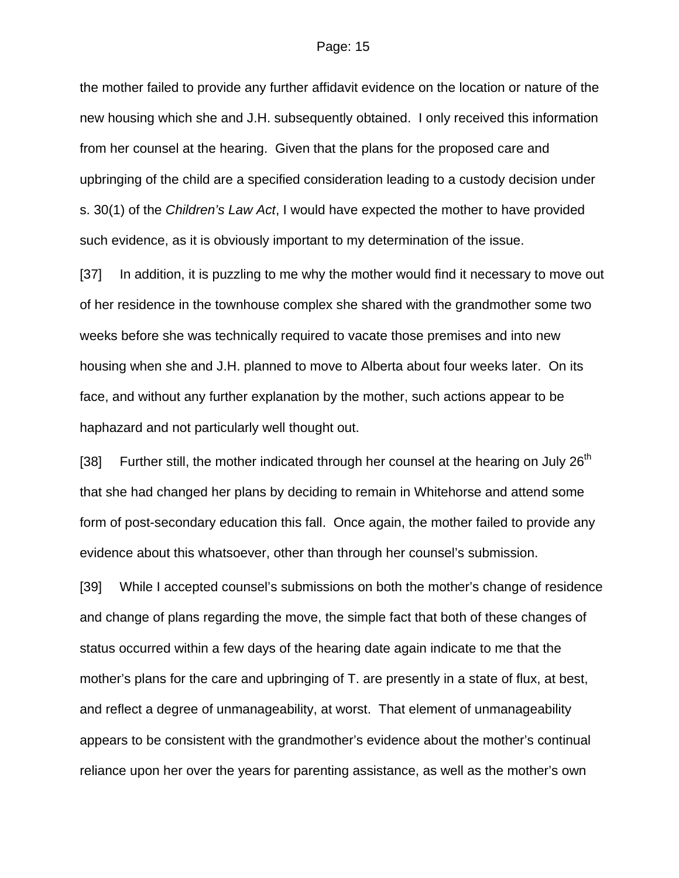the mother failed to provide any further affidavit evidence on the location or nature of the new housing which she and J.H. subsequently obtained. I only received this information from her counsel at the hearing. Given that the plans for the proposed care and upbringing of the child are a specified consideration leading to a custody decision under s. 30(1) of the *Children's Law Act*, I would have expected the mother to have provided such evidence, as it is obviously important to my determination of the issue.

[37] In addition, it is puzzling to me why the mother would find it necessary to move out of her residence in the townhouse complex she shared with the grandmother some two weeks before she was technically required to vacate those premises and into new housing when she and J.H. planned to move to Alberta about four weeks later. On its face, and without any further explanation by the mother, such actions appear to be haphazard and not particularly well thought out.

[38] Further still, the mother indicated through her counsel at the hearing on July 26th that she had changed her plans by deciding to remain in Whitehorse and attend some form of post-secondary education this fall. Once again, the mother failed to provide any evidence about this whatsoever, other than through her counsel's submission.

[39] While I accepted counsel's submissions on both the mother's change of residence and change of plans regarding the move, the simple fact that both of these changes of status occurred within a few days of the hearing date again indicate to me that the mother's plans for the care and upbringing of T. are presently in a state of flux, at best, and reflect a degree of unmanageability, at worst. That element of unmanageability appears to be consistent with the grandmother's evidence about the mother's continual reliance upon her over the years for parenting assistance, as well as the mother's own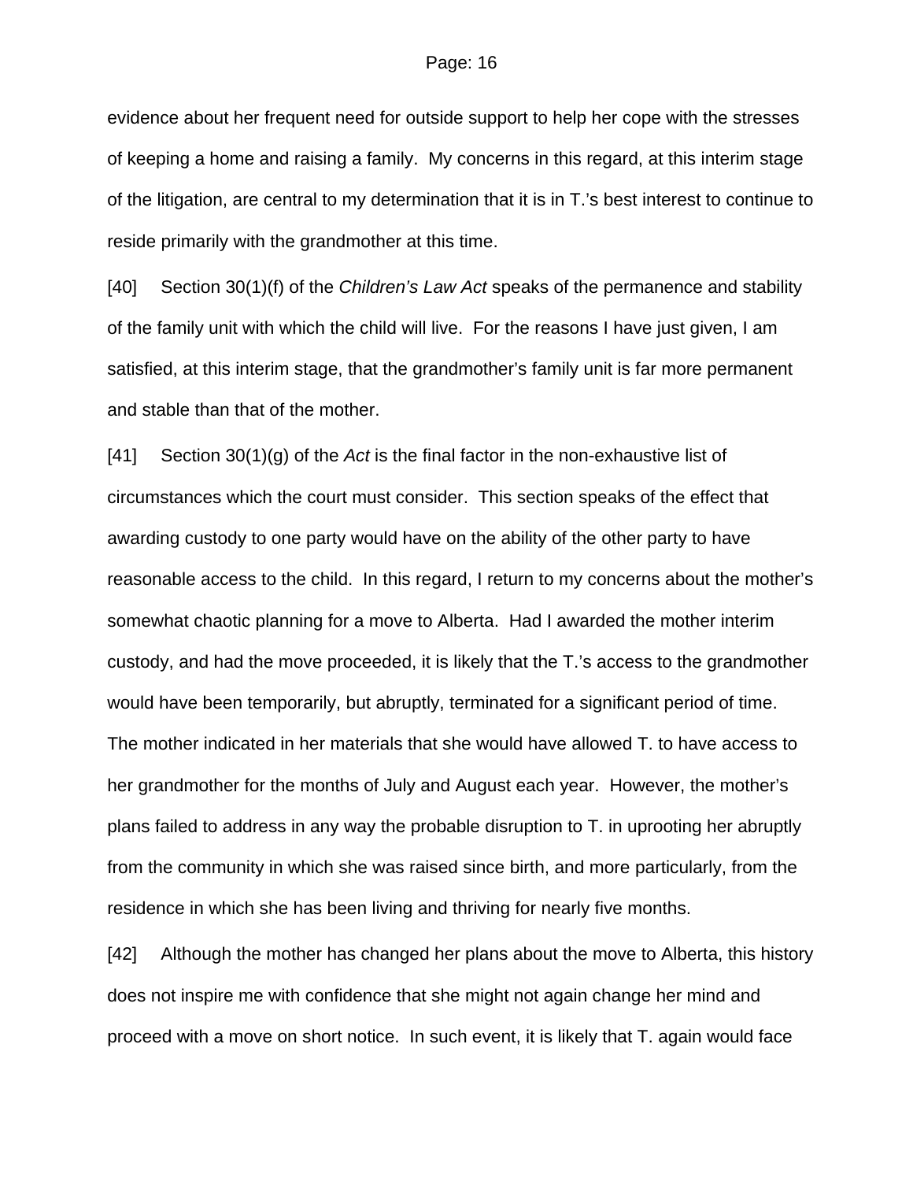evidence about her frequent need for outside support to help her cope with the stresses of keeping a home and raising a family. My concerns in this regard, at this interim stage of the litigation, are central to my determination that it is in T.'s best interest to continue to reside primarily with the grandmother at this time.

[40] Section 30(1)(f) of the *Children's Law Act* speaks of the permanence and stability of the family unit with which the child will live. For the reasons I have just given, I am satisfied, at this interim stage, that the grandmother's family unit is far more permanent and stable than that of the mother.

[41] Section 30(1)(g) of the *Act* is the final factor in the non-exhaustive list of circumstances which the court must consider. This section speaks of the effect that awarding custody to one party would have on the ability of the other party to have reasonable access to the child. In this regard, I return to my concerns about the mother's somewhat chaotic planning for a move to Alberta. Had I awarded the mother interim custody, and had the move proceeded, it is likely that the T.'s access to the grandmother would have been temporarily, but abruptly, terminated for a significant period of time. The mother indicated in her materials that she would have allowed T. to have access to her grandmother for the months of July and August each year. However, the mother's plans failed to address in any way the probable disruption to T. in uprooting her abruptly from the community in which she was raised since birth, and more particularly, from the residence in which she has been living and thriving for nearly five months.

[42] Although the mother has changed her plans about the move to Alberta, this history does not inspire me with confidence that she might not again change her mind and proceed with a move on short notice. In such event, it is likely that T. again would face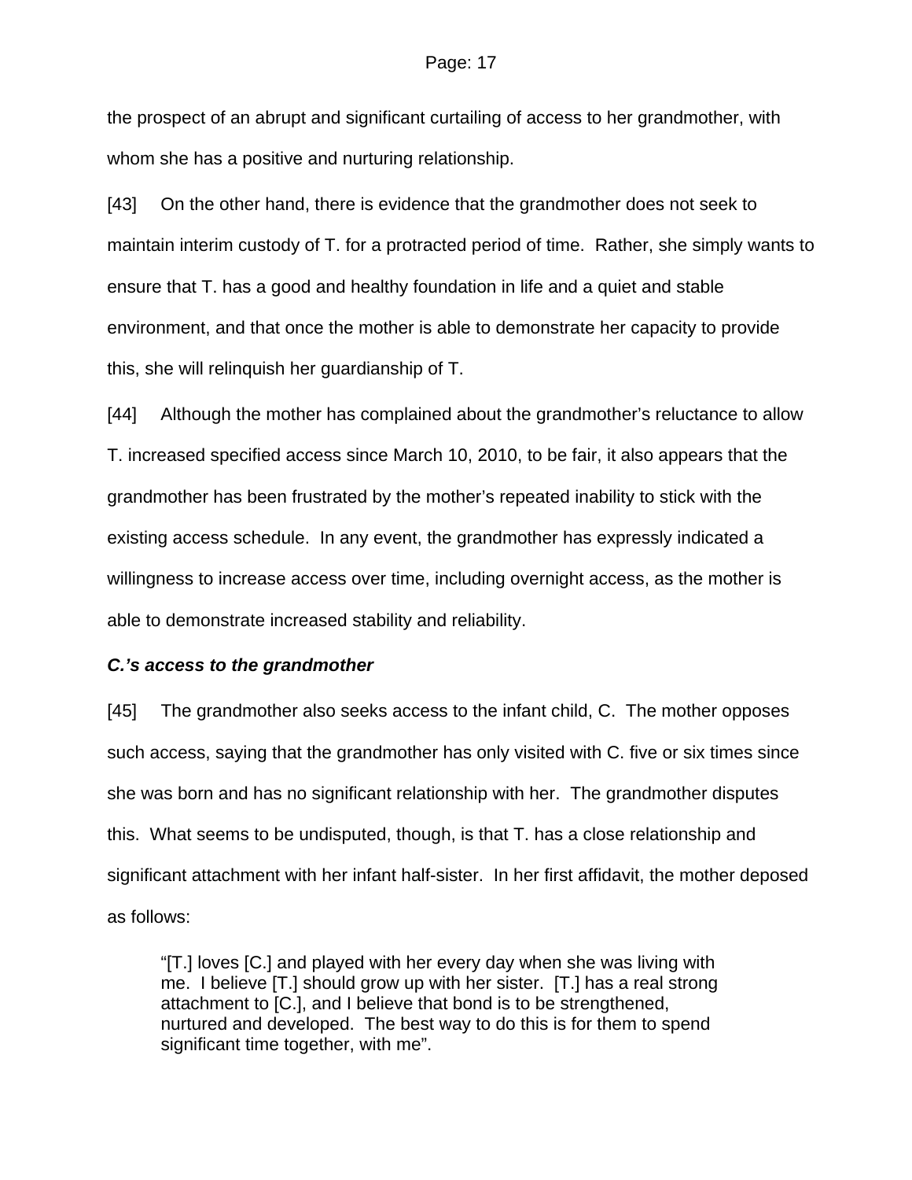the prospect of an abrupt and significant curtailing of access to her grandmother, with whom she has a positive and nurturing relationship.

[43] On the other hand, there is evidence that the grandmother does not seek to maintain interim custody of T. for a protracted period of time. Rather, she simply wants to ensure that T. has a good and healthy foundation in life and a quiet and stable environment, and that once the mother is able to demonstrate her capacity to provide this, she will relinquish her guardianship of T.

[44] Although the mother has complained about the grandmother's reluctance to allow T. increased specified access since March 10, 2010, to be fair, it also appears that the grandmother has been frustrated by the mother's repeated inability to stick with the existing access schedule. In any event, the grandmother has expressly indicated a willingness to increase access over time, including overnight access, as the mother is able to demonstrate increased stability and reliability.

***C.'s access to the grandmother***

[45] The grandmother also seeks access to the infant child, C. The mother opposes such access, saying that the grandmother has only visited with C. five or six times since she was born and has no significant relationship with her. The grandmother disputes this. What seems to be undisputed, though, is that T. has a close relationship and significant attachment with her infant half-sister. In her first affidavit, the mother deposed as follows:

> "[T.] loves [C.] and played with her every day when she was living with me. I believe [T.] should grow up with her sister. [T.] has a real strong attachment to [C.], and I believe that bond is to be strengthened, nurtured and developed. The best way to do this is for them to spend significant time together, with me".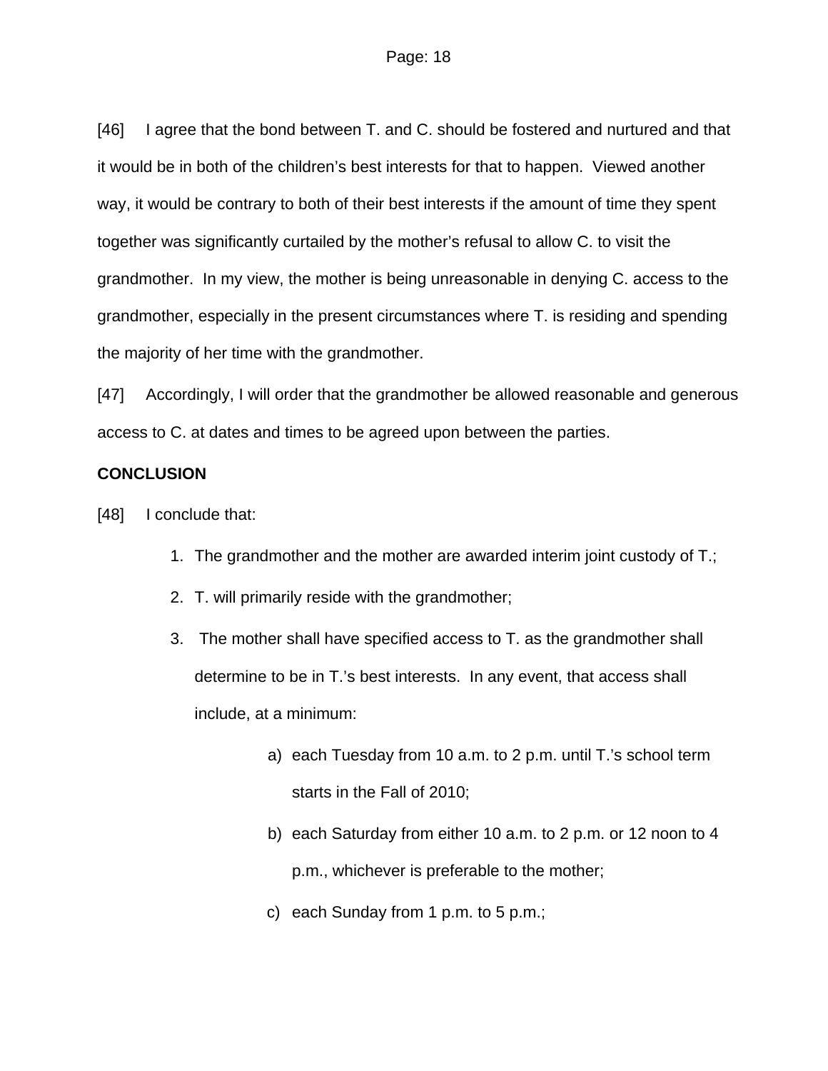[46] I agree that the bond between T. and C. should be fostered and nurtured and that it would be in both of the children's best interests for that to happen. Viewed another way, it would be contrary to both of their best interests if the amount of time they spent together was significantly curtailed by the mother's refusal to allow C. to visit the grandmother. In my view, the mother is being unreasonable in denying C. access to the grandmother, especially in the present circumstances where T. is residing and spending the majority of her time with the grandmother.

[47] Accordingly, I will order that the grandmother be allowed reasonable and generous access to C. at dates and times to be agreed upon between the parties.

**CONCLUSION**

[48] I conclude that:

1. The grandmother and the mother are awarded interim joint custody of T.;
2. T. will primarily reside with the grandmother;
3. The mother shall have specified access to T. as the grandmother shall determine to be in T.'s best interests. In any event, that access shall include, at a minimum:
    a) each Tuesday from 10 a.m. to 2 p.m. until T.'s school term starts in the Fall of 2010;
    b) each Saturday from either 10 a.m. to 2 p.m. or 12 noon to 4 p.m., whichever is preferable to the mother;
    c) each Sunday from 1 p.m. to 5 p.m.;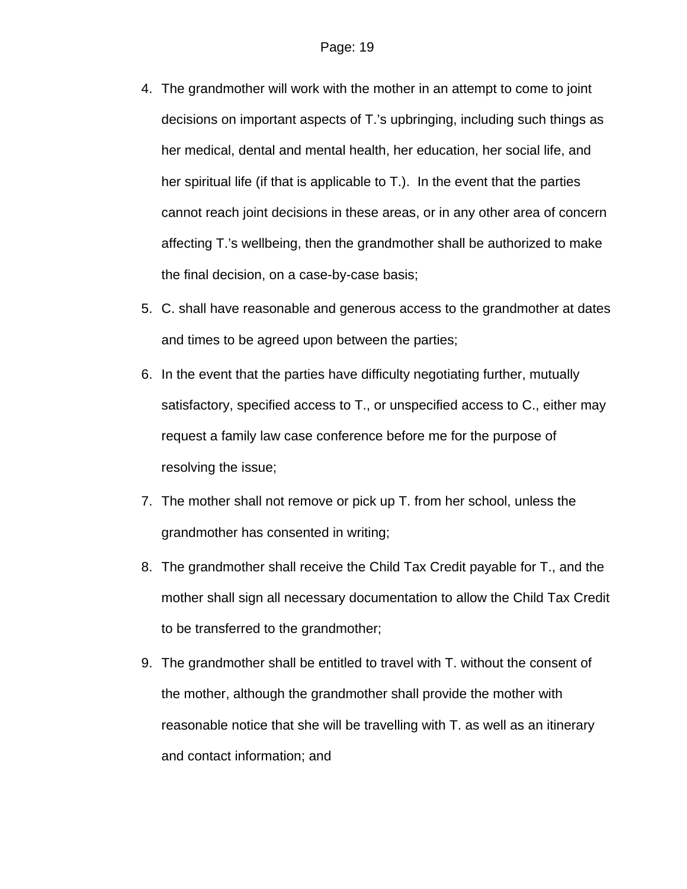4. The grandmother will work with the mother in an attempt to come to joint decisions on important aspects of T.'s upbringing, including such things as her medical, dental and mental health, her education, her social life, and her spiritual life (if that is applicable to T.). In the event that the parties cannot reach joint decisions in these areas, or in any other area of concern affecting T.'s wellbeing, then the grandmother shall be authorized to make the final decision, on a case-by-case basis;
5. C. shall have reasonable and generous access to the grandmother at dates and times to be agreed upon between the parties;
6. In the event that the parties have difficulty negotiating further, mutually satisfactory, specified access to T., or unspecified access to C., either may request a family law case conference before me for the purpose of resolving the issue;
7. The mother shall not remove or pick up T. from her school, unless the grandmother has consented in writing;
8. The grandmother shall receive the Child Tax Credit payable for T., and the mother shall sign all necessary documentation to allow the Child Tax Credit to be transferred to the grandmother;
9. The grandmother shall be entitled to travel with T. without the consent of the mother, although the grandmother shall provide the mother with reasonable notice that she will be travelling with T. as well as an itinerary and contact information; and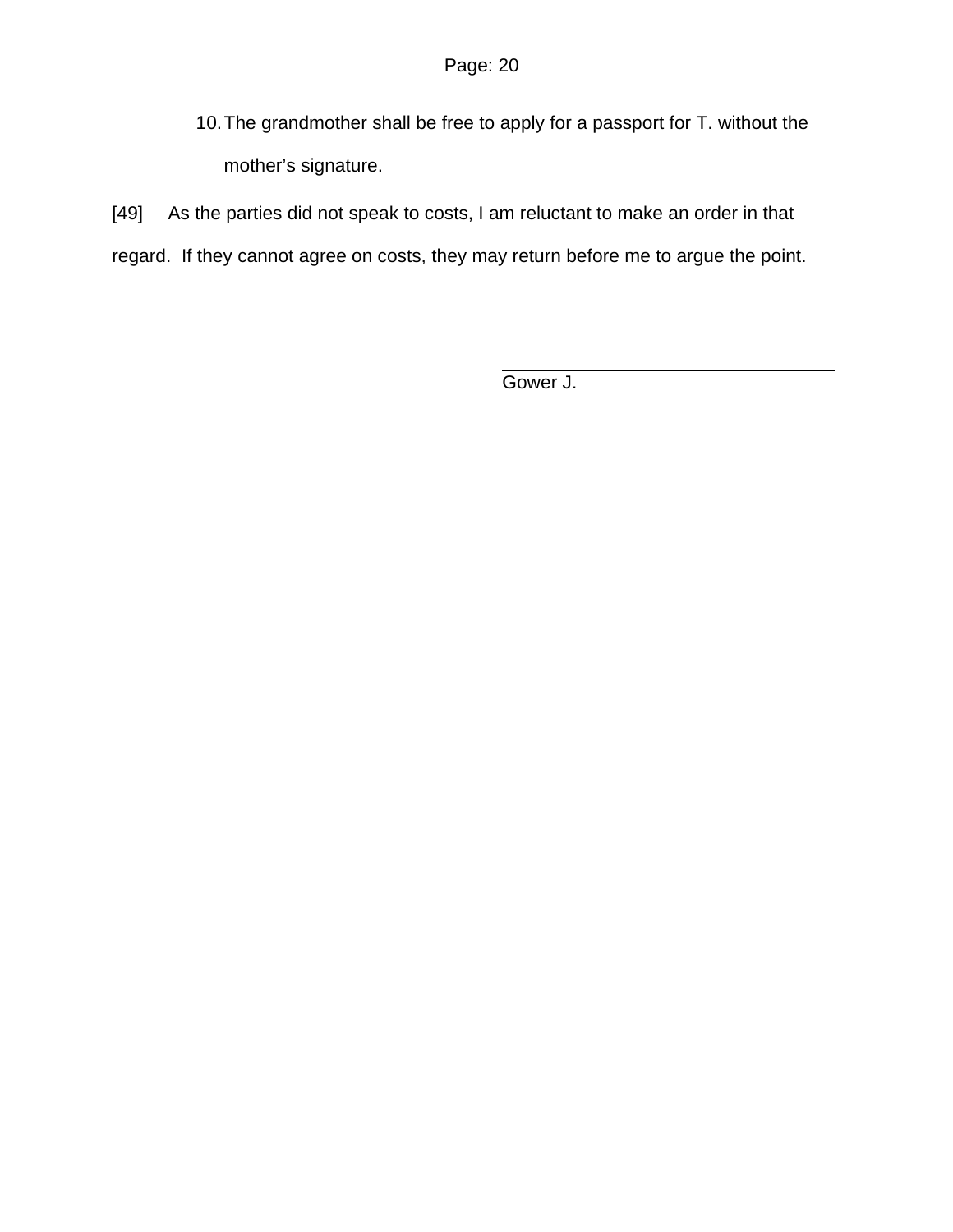10. The grandmother shall be free to apply for a passport for T. without the mother's signature.

[49] As the parties did not speak to costs, I am reluctant to make an order in that regard. If they cannot agree on costs, they may return before me to argue the point.

Gower J.